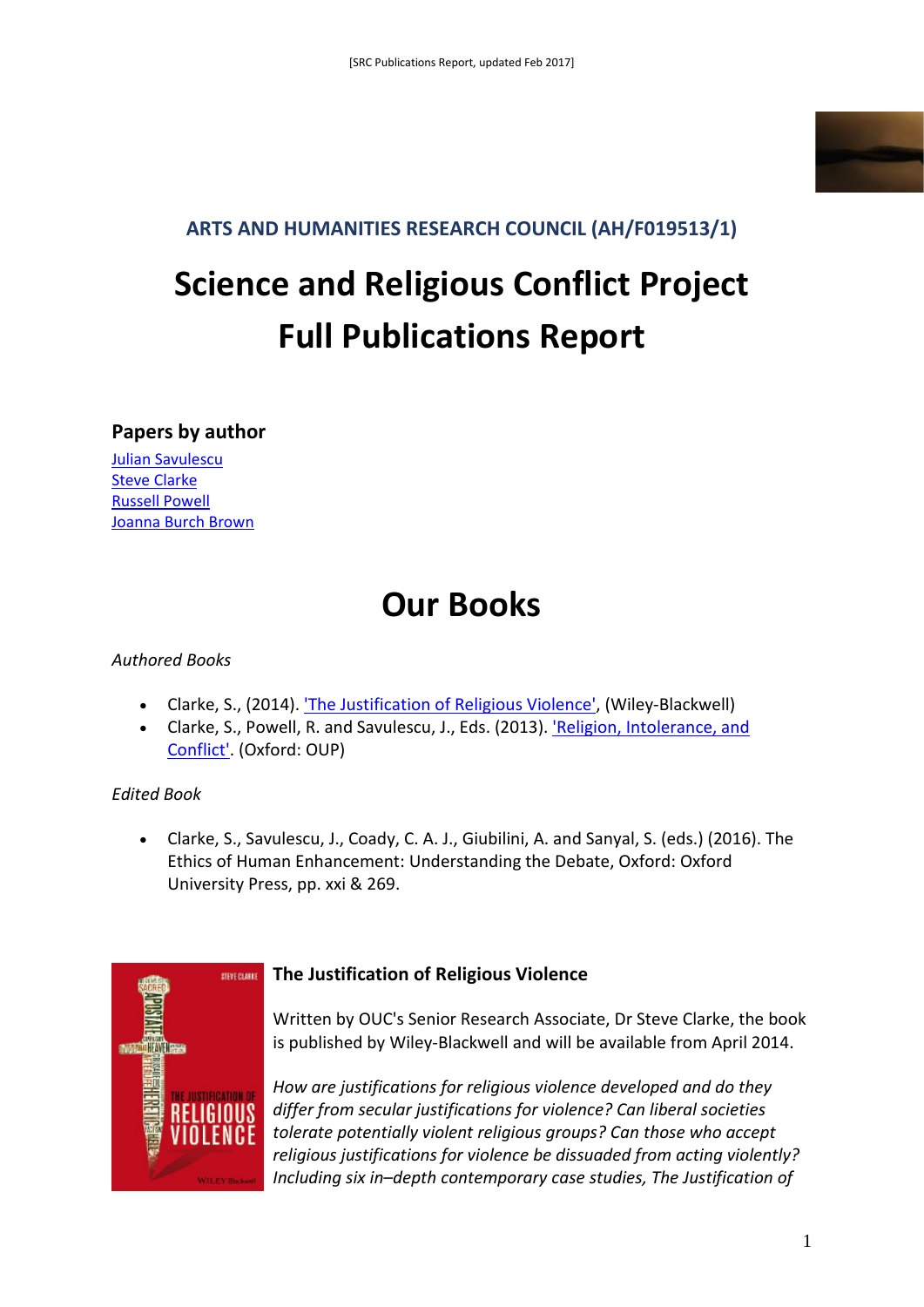ARTS AND HUMANITIES RESEARCH COUNCIL (AH/F019513/1)

# Science and Religious Conflict Project Full Publications Report

## Papers by author

Julian Savulescu
Steve Clarke
Russell Powell
Joanna Burch Brown

# Our Books

*Authored Books*

- Clarke, S., (2014). 'The Justification of Religious Violence', (Wiley-Blackwell)
- Clarke, S., Powell, R. and Savulescu, J., Eds. (2013). 'Religion, Intolerance, and Conflict'. (Oxford: OUP)

*Edited Book*

- Clarke, S., Savulescu, J., Coady, C. A. J., Giubilini, A. and Sanyal, S. (eds.) (2016). The Ethics of Human Enhancement: Understanding the Debate, Oxford: Oxford University Press, pp. xxi & 269.

### The Justification of Religious Violence

Written by OUC's Senior Research Associate, Dr Steve Clarke, the book is published by Wiley-Blackwell and will be available from April 2014.

*How are justifications for religious violence developed and do they differ from secular justifications for violence? Can liberal societies tolerate potentially violent religious groups? Can those who accept religious justifications for violence be dissuaded from acting violently? Including six in–depth contemporary case studies, The Justification of*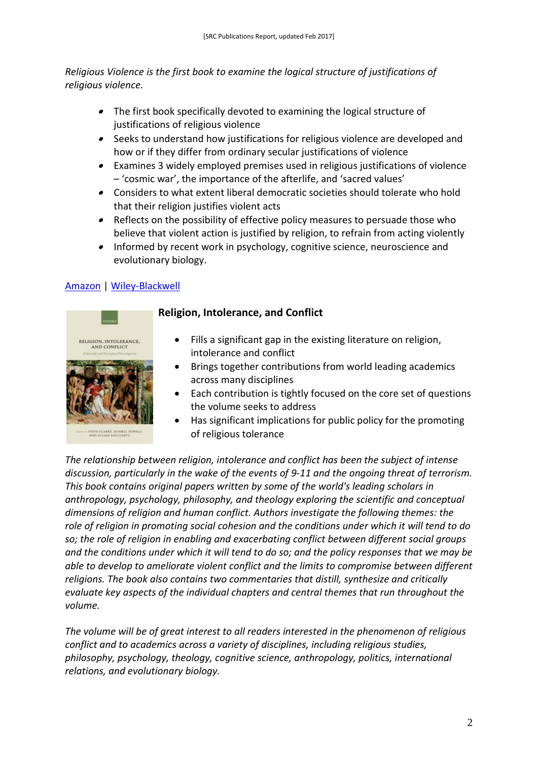*Religious Violence is the first book to examine the logical structure of justifications of religious violence.*

- The first book specifically devoted to examining the logical structure of justifications of religious violence
- Seeks to understand how justifications for religious violence are developed and how or if they differ from ordinary secular justifications of violence
- Examines 3 widely employed premises used in religious justifications of violence – 'cosmic war', the importance of the afterlife, and 'sacred values'
- Considers to what extent liberal democratic societies should tolerate who hold that their religion justifies violent acts
- Reflects on the possibility of effective policy measures to persuade those who believe that violent action is justified by religion, to refrain from acting violently
- Informed by recent work in psychology, cognitive science, neuroscience and evolutionary biology.

[Amazon](#) | [Wiley-Blackwell](#)

### Religion, Intolerance, and Conflict

- Fills a significant gap in the existing literature on religion, intolerance and conflict
- Brings together contributions from world leading academics across many disciplines
- Each contribution is tightly focused on the core set of questions the volume seeks to address
- Has significant implications for public policy for the promoting of religious tolerance

*The relationship between religion, intolerance and conflict has been the subject of intense discussion, particularly in the wake of the events of 9-11 and the ongoing threat of terrorism. This book contains original papers written by some of the world's leading scholars in anthropology, psychology, philosophy, and theology exploring the scientific and conceptual dimensions of religion and human conflict. Authors investigate the following themes: the role of religion in promoting social cohesion and the conditions under which it will tend to do so; the role of religion in enabling and exacerbating conflict between different social groups and the conditions under which it will tend to do so; and the policy responses that we may be able to develop to ameliorate violent conflict and the limits to compromise between different religions. The book also contains two commentaries that distill, synthesize and critically evaluate key aspects of the individual chapters and central themes that run throughout the volume.*

*The volume will be of great interest to all readers interested in the phenomenon of religious conflict and to academics across a variety of disciplines, including religious studies, philosophy, psychology, theology, cognitive science, anthropology, politics, international relations, and evolutionary biology.*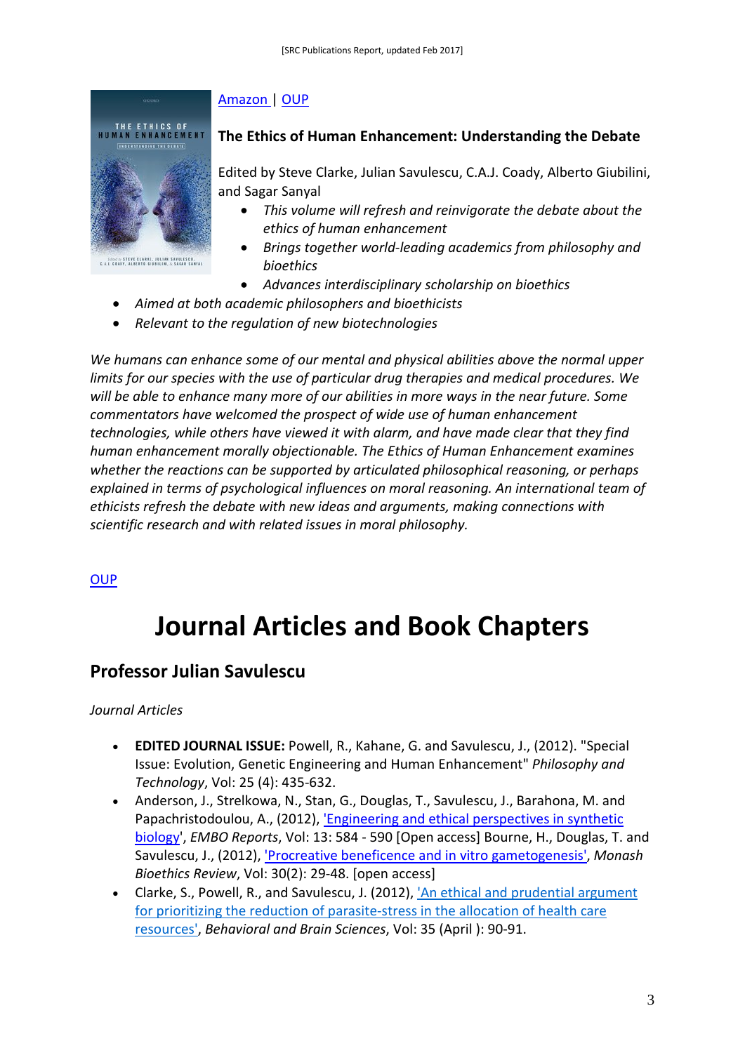[Amazon](#) | [OUP](#)

**The Ethics of Human Enhancement: Understanding the Debate**

Edited by Steve Clarke, Julian Savulescu, C.A.J. Coady, Alberto Giubilini, and Sagar Sanyal

- *This volume will refresh and reinvigorate the debate about the ethics of human enhancement*
- *Brings together world-leading academics from philosophy and bioethics*
- *Advances interdisciplinary scholarship on bioethics*
- *Aimed at both academic philosophers and bioethicists*
- *Relevant to the regulation of new biotechnologies*

*We humans can enhance some of our mental and physical abilities above the normal upper limits for our species with the use of particular drug therapies and medical procedures. We will be able to enhance many more of our abilities in more ways in the near future. Some commentators have welcomed the prospect of wide use of human enhancement technologies, while others have viewed it with alarm, and have made clear that they find human enhancement morally objectionable. The Ethics of Human Enhancement examines whether the reactions can be supported by articulated philosophical reasoning, or perhaps explained in terms of psychological influences on moral reasoning. An international team of ethicists refresh the debate with new ideas and arguments, making connections with scientific research and with related issues in moral philosophy.*

[OUP](#)

# Journal Articles and Book Chapters

## Professor Julian Savulescu

*Journal Articles*

- **EDITED JOURNAL ISSUE:** Powell, R., Kahane, G. and Savulescu, J., (2012). "Special Issue: Evolution, Genetic Engineering and Human Enhancement" *Philosophy and Technology*, Vol: 25 (4): 435-632.
- Anderson, J., Strelkowa, N., Stan, G., Douglas, T., Savulescu, J., Barahona, M. and Papachristodoulou, A., (2012), ['Engineering and ethical perspectives in synthetic biology'](#), *EMBO Reports*, Vol: 13: 584 - 590 [Open access] Bourne, H., Douglas, T. and Savulescu, J., (2012), ['Procreative beneficence and in vitro gametogenesis'](#), *Monash Bioethics Review*, Vol: 30(2): 29-48. [open access]
- Clarke, S., Powell, R., and Savulescu, J. (2012), ['An ethical and prudential argument for prioritizing the reduction of parasite-stress in the allocation of health care resources'](#), *Behavioral and Brain Sciences*, Vol: 35 (April ): 90-91.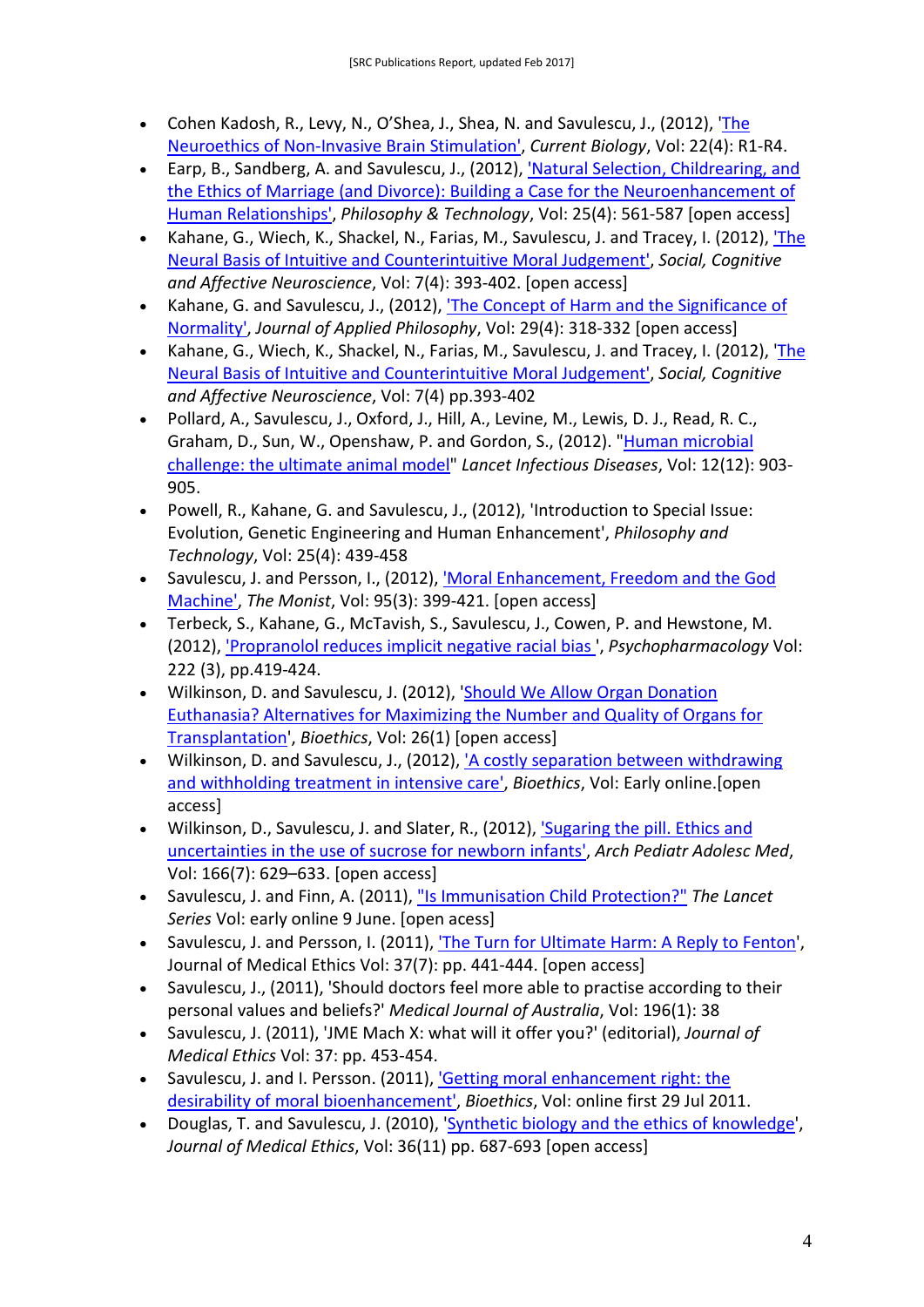- Cohen Kadosh, R., Levy, N., O'Shea, J., Shea, N. and Savulescu, J., (2012), 'The Neuroethics of Non-Invasive Brain Stimulation', *Current Biology*, Vol: 22(4): R1-R4.
- Earp, B., Sandberg, A. and Savulescu, J., (2012), 'Natural Selection, Childrearing, and the Ethics of Marriage (and Divorce): Building a Case for the Neuroenhancement of Human Relationships', *Philosophy & Technology*, Vol: 25(4): 561-587 [open access]
- Kahane, G., Wiech, K., Shackel, N., Farias, M., Savulescu, J. and Tracey, I. (2012), 'The Neural Basis of Intuitive and Counterintuitive Moral Judgement', *Social, Cognitive and Affective Neuroscience*, Vol: 7(4): 393-402. [open access]
- Kahane, G. and Savulescu, J., (2012), 'The Concept of Harm and the Significance of Normality', *Journal of Applied Philosophy*, Vol: 29(4): 318-332 [open access]
- Kahane, G., Wiech, K., Shackel, N., Farias, M., Savulescu, J. and Tracey, I. (2012), 'The Neural Basis of Intuitive and Counterintuitive Moral Judgement', *Social, Cognitive and Affective Neuroscience*, Vol: 7(4) pp.393-402
- Pollard, A., Savulescu, J., Oxford, J., Hill, A., Levine, M., Lewis, D. J., Read, R. C., Graham, D., Sun, W., Openshaw, P. and Gordon, S., (2012). "Human microbial challenge: the ultimate animal model" *Lancet Infectious Diseases*, Vol: 12(12): 903-905.
- Powell, R., Kahane, G. and Savulescu, J., (2012), 'Introduction to Special Issue: Evolution, Genetic Engineering and Human Enhancement', *Philosophy and Technology*, Vol: 25(4): 439-458
- Savulescu, J. and Persson, I., (2012), 'Moral Enhancement, Freedom and the God Machine', *The Monist*, Vol: 95(3): 399-421. [open access]
- Terbeck, S., Kahane, G., McTavish, S., Savulescu, J., Cowen, P. and Hewstone, M. (2012), 'Propranolol reduces implicit negative racial bias ', *Psychopharmacology* Vol: 222 (3), pp.419-424.
- Wilkinson, D. and Savulescu, J. (2012), 'Should We Allow Organ Donation Euthanasia? Alternatives for Maximizing the Number and Quality of Organs for Transplantation', *Bioethics*, Vol: 26(1) [open access]
- Wilkinson, D. and Savulescu, J., (2012), 'A costly separation between withdrawing and withholding treatment in intensive care', *Bioethics*, Vol: Early online.[open access]
- Wilkinson, D., Savulescu, J. and Slater, R., (2012), 'Sugaring the pill. Ethics and uncertainties in the use of sucrose for newborn infants', *Arch Pediatr Adolesc Med*, Vol: 166(7): 629–633. [open access]
- Savulescu, J. and Finn, A. (2011), "Is Immunisation Child Protection?" *The Lancet Series* Vol: early online 9 June. [open acess]
- Savulescu, J. and Persson, I. (2011), 'The Turn for Ultimate Harm: A Reply to Fenton', Journal of Medical Ethics Vol: 37(7): pp. 441-444. [open access]
- Savulescu, J., (2011), 'Should doctors feel more able to practise according to their personal values and beliefs?' *Medical Journal of Australia*, Vol: 196(1): 38
- Savulescu, J. (2011), 'JME Mach X: what will it offer you?' (editorial), *Journal of Medical Ethics* Vol: 37: pp. 453-454.
- Savulescu, J. and I. Persson. (2011), 'Getting moral enhancement right: the desirability of moral bioenhancement', *Bioethics*, Vol: online first 29 Jul 2011.
- Douglas, T. and Savulescu, J. (2010), 'Synthetic biology and the ethics of knowledge', *Journal of Medical Ethics*, Vol: 36(11) pp. 687-693 [open access]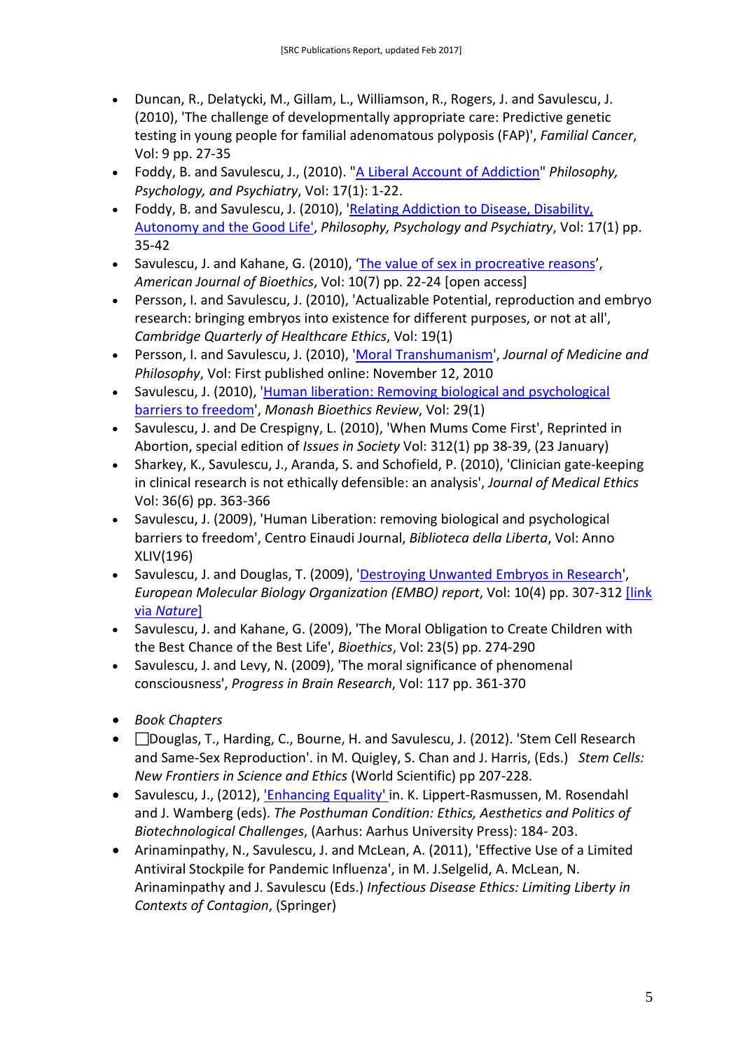- Duncan, R., Delatycki, M., Gillam, L., Williamson, R., Rogers, J. and Savulescu, J. (2010), 'The challenge of developmentally appropriate care: Predictive genetic testing in young people for familial adenomatous polyposis (FAP)', *Familial Cancer*, Vol: 9 pp. 27-35
- Foddy, B. and Savulescu, J., (2010). "A Liberal Account of Addiction" *Philosophy, Psychology, and Psychiatry*, Vol: 17(1): 1-22.
- Foddy, B. and Savulescu, J. (2010), 'Relating Addiction to Disease, Disability, Autonomy and the Good Life', *Philosophy, Psychology and Psychiatry*, Vol: 17(1) pp. 35-42
- Savulescu, J. and Kahane, G. (2010), 'The value of sex in procreative reasons', *American Journal of Bioethics*, Vol: 10(7) pp. 22-24 [open access]
- Persson, I. and Savulescu, J. (2010), 'Actualizable Potential, reproduction and embryo research: bringing embryos into existence for different purposes, or not at all', *Cambridge Quarterly of Healthcare Ethics*, Vol: 19(1)
- Persson, I. and Savulescu, J. (2010), 'Moral Transhumanism', *Journal of Medicine and Philosophy*, Vol: First published online: November 12, 2010
- Savulescu, J. (2010), 'Human liberation: Removing biological and psychological barriers to freedom', *Monash Bioethics Review*, Vol: 29(1)
- Savulescu, J. and De Crespigny, L. (2010), 'When Mums Come First', Reprinted in Abortion, special edition of *Issues in Society* Vol: 312(1) pp 38-39, (23 January)
- Sharkey, K., Savulescu, J., Aranda, S. and Schofield, P. (2010), 'Clinician gate-keeping in clinical research is not ethically defensible: an analysis', *Journal of Medical Ethics* Vol: 36(6) pp. 363-366
- Savulescu, J. (2009), 'Human Liberation: removing biological and psychological barriers to freedom', Centro Einaudi Journal, *Biblioteca della Liberta*, Vol: Anno XLIV(196)
- Savulescu, J. and Douglas, T. (2009), 'Destroying Unwanted Embryos in Research', *European Molecular Biology Organization (EMBO) report*, Vol: 10(4) pp. 307-312 [link via *Nature*]
- Savulescu, J. and Kahane, G. (2009), 'The Moral Obligation to Create Children with the Best Chance of the Best Life', *Bioethics*, Vol: 23(5) pp. 274-290
- Savulescu, J. and Levy, N. (2009), 'The moral significance of phenomenal consciousness', *Progress in Brain Research*, Vol: 117 pp. 361-370

- *Book Chapters*
- Douglas, T., Harding, C., Bourne, H. and Savulescu, J. (2012). 'Stem Cell Research and Same-Sex Reproduction'. in M. Quigley, S. Chan and J. Harris, (Eds.) *Stem Cells: New Frontiers in Science and Ethics* (World Scientific) pp 207-228.
- Savulescu, J., (2012), 'Enhancing Equality' in. K. Lippert-Rasmussen, M. Rosendahl and J. Wamberg (eds). *The Posthuman Condition: Ethics, Aesthetics and Politics of Biotechnological Challenges*, (Aarhus: Aarhus University Press): 184- 203.
- Arinaminpathy, N., Savulescu, J. and McLean, A. (2011), 'Effective Use of a Limited Antiviral Stockpile for Pandemic Influenza', in M. J.Selgelid, A. McLean, N. Arinaminpathy and J. Savulescu (Eds.) *Infectious Disease Ethics: Limiting Liberty in Contexts of Contagion*, (Springer)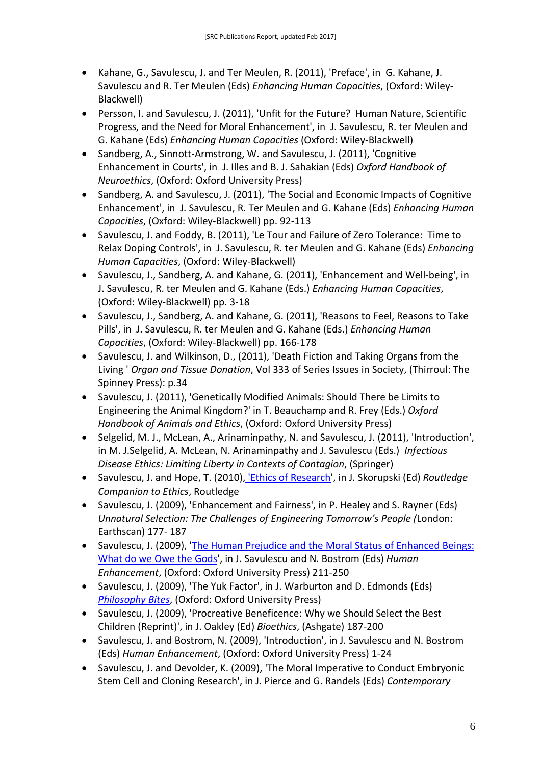- Kahane, G., Savulescu, J. and Ter Meulen, R. (2011), 'Preface', in G. Kahane, J. Savulescu and R. Ter Meulen (Eds) *Enhancing Human Capacities*, (Oxford: Wiley-Blackwell)
- Persson, I. and Savulescu, J. (2011), 'Unfit for the Future? Human Nature, Scientific Progress, and the Need for Moral Enhancement', in J. Savulescu, R. ter Meulen and G. Kahane (Eds) *Enhancing Human Capacities* (Oxford: Wiley-Blackwell)
- Sandberg, A., Sinnott-Armstrong, W. and Savulescu, J. (2011), 'Cognitive Enhancement in Courts', in J. Illes and B. J. Sahakian (Eds) *Oxford Handbook of Neuroethics*, (Oxford: Oxford University Press)
- Sandberg, A. and Savulescu, J. (2011), 'The Social and Economic Impacts of Cognitive Enhancement', in J. Savulescu, R. Ter Meulen and G. Kahane (Eds) *Enhancing Human Capacities*, (Oxford: Wiley-Blackwell) pp. 92-113
- Savulescu, J. and Foddy, B. (2011), 'Le Tour and Failure of Zero Tolerance: Time to Relax Doping Controls', in J. Savulescu, R. ter Meulen and G. Kahane (Eds) *Enhancing Human Capacities*, (Oxford: Wiley-Blackwell)
- Savulescu, J., Sandberg, A. and Kahane, G. (2011), 'Enhancement and Well-being', in J. Savulescu, R. ter Meulen and G. Kahane (Eds.) *Enhancing Human Capacities*, (Oxford: Wiley-Blackwell) pp. 3-18
- Savulescu, J., Sandberg, A. and Kahane, G. (2011), 'Reasons to Feel, Reasons to Take Pills', in J. Savulescu, R. ter Meulen and G. Kahane (Eds.) *Enhancing Human Capacities*, (Oxford: Wiley-Blackwell) pp. 166-178
- Savulescu, J. and Wilkinson, D., (2011), 'Death Fiction and Taking Organs from the Living ' *Organ and Tissue Donation*, Vol 333 of Series Issues in Society, (Thirroul: The Spinney Press): p.34
- Savulescu, J. (2011), 'Genetically Modified Animals: Should There be Limits to Engineering the Animal Kingdom?' in T. Beauchamp and R. Frey (Eds.) *Oxford Handbook of Animals and Ethics*, (Oxford: Oxford University Press)
- Selgelid, M. J., McLean, A., Arinaminpathy, N. and Savulescu, J. (2011), 'Introduction', in M. J.Selgelid, A. McLean, N. Arinaminpathy and J. Savulescu (Eds.) *Infectious Disease Ethics: Limiting Liberty in Contexts of Contagion*, (Springer)
- Savulescu, J. and Hope, T. (2010), 'Ethics of Research', in J. Skorupski (Ed) *Routledge Companion to Ethics*, Routledge
- Savulescu, J. (2009), 'Enhancement and Fairness', in P. Healey and S. Rayner (Eds) *Unnatural Selection: The Challenges of Engineering Tomorrow's People* (London: Earthscan) 177- 187
- Savulescu, J. (2009), 'The Human Prejudice and the Moral Status of Enhanced Beings: What do we Owe the Gods', in J. Savulescu and N. Bostrom (Eds) *Human Enhancement*, (Oxford: Oxford University Press) 211-250
- Savulescu, J. (2009), 'The Yuk Factor', in J. Warburton and D. Edmonds (Eds) *Philosophy Bites*, (Oxford: Oxford University Press)
- Savulescu, J. (2009), 'Procreative Beneficence: Why we Should Select the Best Children (Reprint)', in J. Oakley (Ed) *Bioethics*, (Ashgate) 187-200
- Savulescu, J. and Bostrom, N. (2009), 'Introduction', in J. Savulescu and N. Bostrom (Eds) *Human Enhancement*, (Oxford: Oxford University Press) 1-24
- Savulescu, J. and Devolder, K. (2009), 'The Moral Imperative to Conduct Embryonic Stem Cell and Cloning Research', in J. Pierce and G. Randels (Eds) *Contemporary*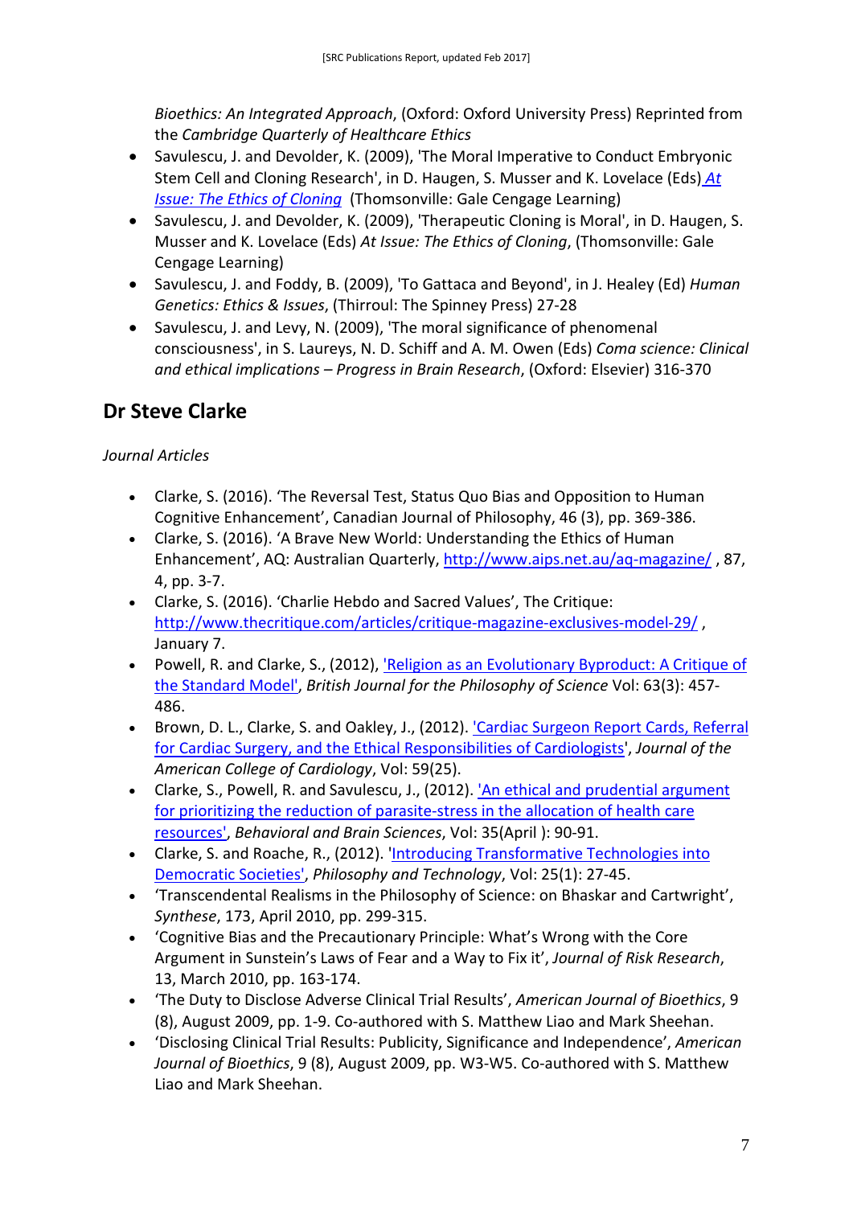*Bioethics: An Integrated Approach*, (Oxford: Oxford University Press) Reprinted from the *Cambridge Quarterly of Healthcare Ethics*

- Savulescu, J. and Devolder, K. (2009), 'The Moral Imperative to Conduct Embryonic Stem Cell and Cloning Research', in D. Haugen, S. Musser and K. Lovelace (Eds) *At Issue: The Ethics of Cloning* (Thomsonville: Gale Cengage Learning)
- Savulescu, J. and Devolder, K. (2009), 'Therapeutic Cloning is Moral', in D. Haugen, S. Musser and K. Lovelace (Eds) *At Issue: The Ethics of Cloning*, (Thomsonville: Gale Cengage Learning)
- Savulescu, J. and Foddy, B. (2009), 'To Gattaca and Beyond', in J. Healey (Ed) *Human Genetics: Ethics & Issues*, (Thirroul: The Spinney Press) 27-28
- Savulescu, J. and Levy, N. (2009), 'The moral significance of phenomenal consciousness', in S. Laureys, N. D. Schiff and A. M. Owen (Eds) *Coma science: Clinical and ethical implications – Progress in Brain Research*, (Oxford: Elsevier) 316-370

## Dr Steve Clarke

*Journal Articles*

- Clarke, S. (2016). 'The Reversal Test, Status Quo Bias and Opposition to Human Cognitive Enhancement', Canadian Journal of Philosophy, 46 (3), pp. 369-386.
- Clarke, S. (2016). 'A Brave New World: Understanding the Ethics of Human Enhancement', AQ: Australian Quarterly, http://www.aips.net.au/aq-magazine/ , 87, 4, pp. 3-7.
- Clarke, S. (2016). 'Charlie Hebdo and Sacred Values', The Critique: http://www.thecritique.com/articles/critique-magazine-exclusives-model-29/ , January 7.
- Powell, R. and Clarke, S., (2012), 'Religion as an Evolutionary Byproduct: A Critique of the Standard Model', *British Journal for the Philosophy of Science* Vol: 63(3): 457-486.
- Brown, D. L., Clarke, S. and Oakley, J., (2012). 'Cardiac Surgeon Report Cards, Referral for Cardiac Surgery, and the Ethical Responsibilities of Cardiologists', *Journal of the American College of Cardiology*, Vol: 59(25).
- Clarke, S., Powell, R. and Savulescu, J., (2012). 'An ethical and prudential argument for prioritizing the reduction of parasite-stress in the allocation of health care resources', *Behavioral and Brain Sciences*, Vol: 35(April ): 90-91.
- Clarke, S. and Roache, R., (2012). 'Introducing Transformative Technologies into Democratic Societies', *Philosophy and Technology*, Vol: 25(1): 27-45.
- 'Transcendental Realisms in the Philosophy of Science: on Bhaskar and Cartwright', *Synthese*, 173, April 2010, pp. 299-315.
- 'Cognitive Bias and the Precautionary Principle: What's Wrong with the Core Argument in Sunstein's Laws of Fear and a Way to Fix it', *Journal of Risk Research*, 13, March 2010, pp. 163-174.
- 'The Duty to Disclose Adverse Clinical Trial Results', *American Journal of Bioethics*, 9 (8), August 2009, pp. 1-9. Co-authored with S. Matthew Liao and Mark Sheehan.
- 'Disclosing Clinical Trial Results: Publicity, Significance and Independence', *American Journal of Bioethics*, 9 (8), August 2009, pp. W3-W5. Co-authored with S. Matthew Liao and Mark Sheehan.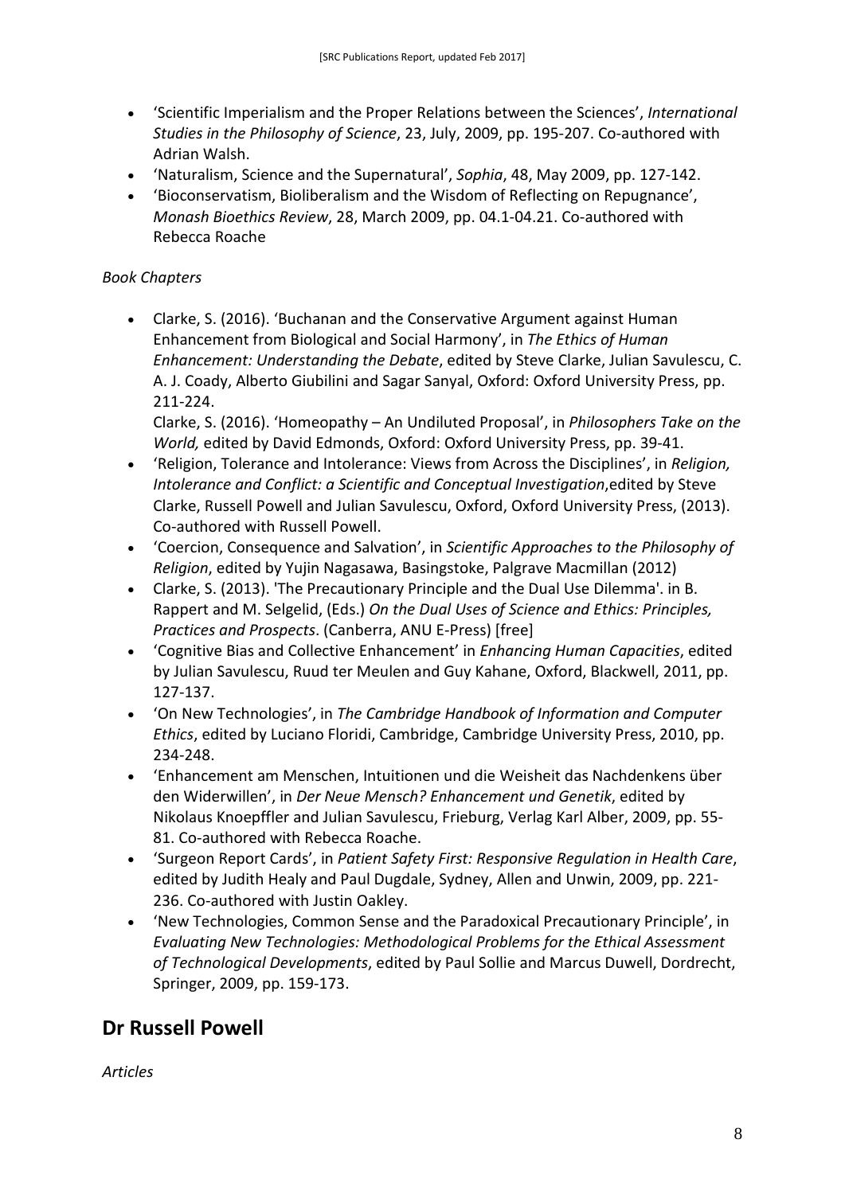- 'Scientific Imperialism and the Proper Relations between the Sciences', *International Studies in the Philosophy of Science*, 23, July, 2009, pp. 195-207. Co-authored with Adrian Walsh.
- 'Naturalism, Science and the Supernatural', *Sophia*, 48, May 2009, pp. 127-142.
- 'Bioconservatism, Bioliberalism and the Wisdom of Reflecting on Repugnance', *Monash Bioethics Review*, 28, March 2009, pp. 04.1-04.21. Co-authored with Rebecca Roache

*Book Chapters*

- Clarke, S. (2016). 'Buchanan and the Conservative Argument against Human Enhancement from Biological and Social Harmony', in *The Ethics of Human Enhancement: Understanding the Debate*, edited by Steve Clarke, Julian Savulescu, C. A. J. Coady, Alberto Giubilini and Sagar Sanyal, Oxford: Oxford University Press, pp. 211-224.
  Clarke, S. (2016). 'Homeopathy – An Undiluted Proposal', in *Philosophers Take on the World,* edited by David Edmonds, Oxford: Oxford University Press, pp. 39-41.
- 'Religion, Tolerance and Intolerance: Views from Across the Disciplines', in *Religion, Intolerance and Conflict: a Scientific and Conceptual Investigation*,edited by Steve Clarke, Russell Powell and Julian Savulescu, Oxford, Oxford University Press, (2013). Co-authored with Russell Powell.
- 'Coercion, Consequence and Salvation', in *Scientific Approaches to the Philosophy of Religion*, edited by Yujin Nagasawa, Basingstoke, Palgrave Macmillan (2012)
- Clarke, S. (2013). 'The Precautionary Principle and the Dual Use Dilemma'. in B. Rappert and M. Selgelid, (Eds.) *On the Dual Uses of Science and Ethics: Principles, Practices and Prospects*. (Canberra, ANU E-Press) [free]
- 'Cognitive Bias and Collective Enhancement' in *Enhancing Human Capacities*, edited by Julian Savulescu, Ruud ter Meulen and Guy Kahane, Oxford, Blackwell, 2011, pp. 127-137.
- 'On New Technologies', in *The Cambridge Handbook of Information and Computer Ethics*, edited by Luciano Floridi, Cambridge, Cambridge University Press, 2010, pp. 234-248.
- 'Enhancement am Menschen, Intuitionen und die Weisheit das Nachdenkens über den Widerwillen', in *Der Neue Mensch? Enhancement und Genetik*, edited by Nikolaus Knoepffler and Julian Savulescu, Frieburg, Verlag Karl Alber, 2009, pp. 55-81. Co-authored with Rebecca Roache.
- 'Surgeon Report Cards', in *Patient Safety First: Responsive Regulation in Health Care*, edited by Judith Healy and Paul Dugdale, Sydney, Allen and Unwin, 2009, pp. 221-236. Co-authored with Justin Oakley.
- 'New Technologies, Common Sense and the Paradoxical Precautionary Principle', in *Evaluating New Technologies: Methodological Problems for the Ethical Assessment of Technological Developments*, edited by Paul Sollie and Marcus Duwell, Dordrecht, Springer, 2009, pp. 159-173.

## Dr Russell Powell

*Articles*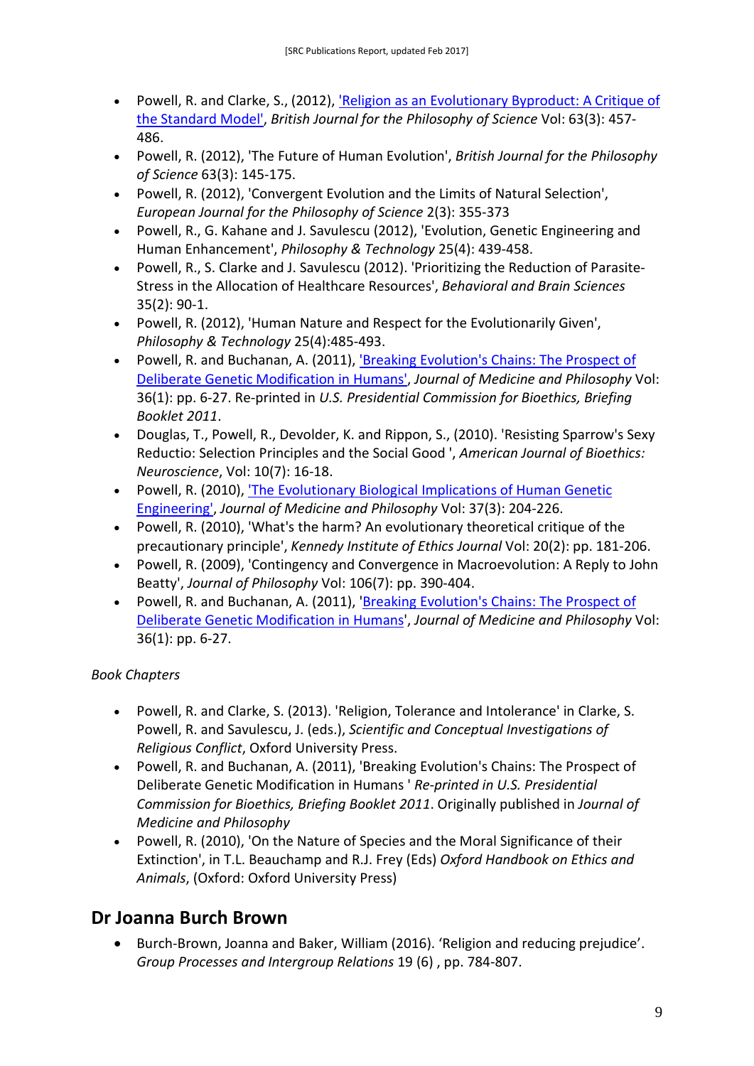- Powell, R. and Clarke, S., (2012), ['Religion as an Evolutionary Byproduct: A Critique of the Standard Model'](), *British Journal for the Philosophy of Science* Vol: 63(3): 457-486.
- Powell, R. (2012), 'The Future of Human Evolution', *British Journal for the Philosophy of Science* 63(3): 145-175.
- Powell, R. (2012), 'Convergent Evolution and the Limits of Natural Selection', *European Journal for the Philosophy of Science* 2(3): 355-373
- Powell, R., G. Kahane and J. Savulescu (2012), 'Evolution, Genetic Engineering and Human Enhancement', *Philosophy & Technology* 25(4): 439-458.
- Powell, R., S. Clarke and J. Savulescu (2012). 'Prioritizing the Reduction of Parasite-Stress in the Allocation of Healthcare Resources', *Behavioral and Brain Sciences* 35(2): 90-1.
- Powell, R. (2012), 'Human Nature and Respect for the Evolutionarily Given', *Philosophy & Technology* 25(4):485-493.
- Powell, R. and Buchanan, A. (2011), ['Breaking Evolution's Chains: The Prospect of Deliberate Genetic Modification in Humans'](), *Journal of Medicine and Philosophy* Vol: 36(1): pp. 6-27. Re-printed in *U.S. Presidential Commission for Bioethics, Briefing Booklet 2011*.
- Douglas, T., Powell, R., Devolder, K. and Rippon, S., (2010). 'Resisting Sparrow's Sexy Reductio: Selection Principles and the Social Good ', *American Journal of Bioethics: Neuroscience*, Vol: 10(7): 16-18.
- Powell, R. (2010), ['The Evolutionary Biological Implications of Human Genetic Engineering'](), *Journal of Medicine and Philosophy* Vol: 37(3): 204-226.
- Powell, R. (2010), 'What's the harm? An evolutionary theoretical critique of the precautionary principle', *Kennedy Institute of Ethics Journal* Vol: 20(2): pp. 181-206.
- Powell, R. (2009), 'Contingency and Convergence in Macroevolution: A Reply to John Beatty', *Journal of Philosophy* Vol: 106(7): pp. 390-404.
- Powell, R. and Buchanan, A. (2011), '[Breaking Evolution's Chains: The Prospect of Deliberate Genetic Modification in Humans]()', *Journal of Medicine and Philosophy* Vol: 36(1): pp. 6-27.

*Book Chapters*

- Powell, R. and Clarke, S. (2013). 'Religion, Tolerance and Intolerance' in Clarke, S. Powell, R. and Savulescu, J. (eds.), *Scientific and Conceptual Investigations of Religious Conflict*, Oxford University Press.
- Powell, R. and Buchanan, A. (2011), 'Breaking Evolution's Chains: The Prospect of Deliberate Genetic Modification in Humans ' *Re-printed in U.S. Presidential Commission for Bioethics, Briefing Booklet 2011*. Originally published in *Journal of Medicine and Philosophy*
- Powell, R. (2010), 'On the Nature of Species and the Moral Significance of their Extinction', in T.L. Beauchamp and R.J. Frey (Eds) *Oxford Handbook on Ethics and Animals*, (Oxford: Oxford University Press)

## Dr Joanna Burch Brown

- Burch-Brown, Joanna and Baker, William (2016). 'Religion and reducing prejudice'. *Group Processes and Intergroup Relations* 19 (6) , pp. 784-807.